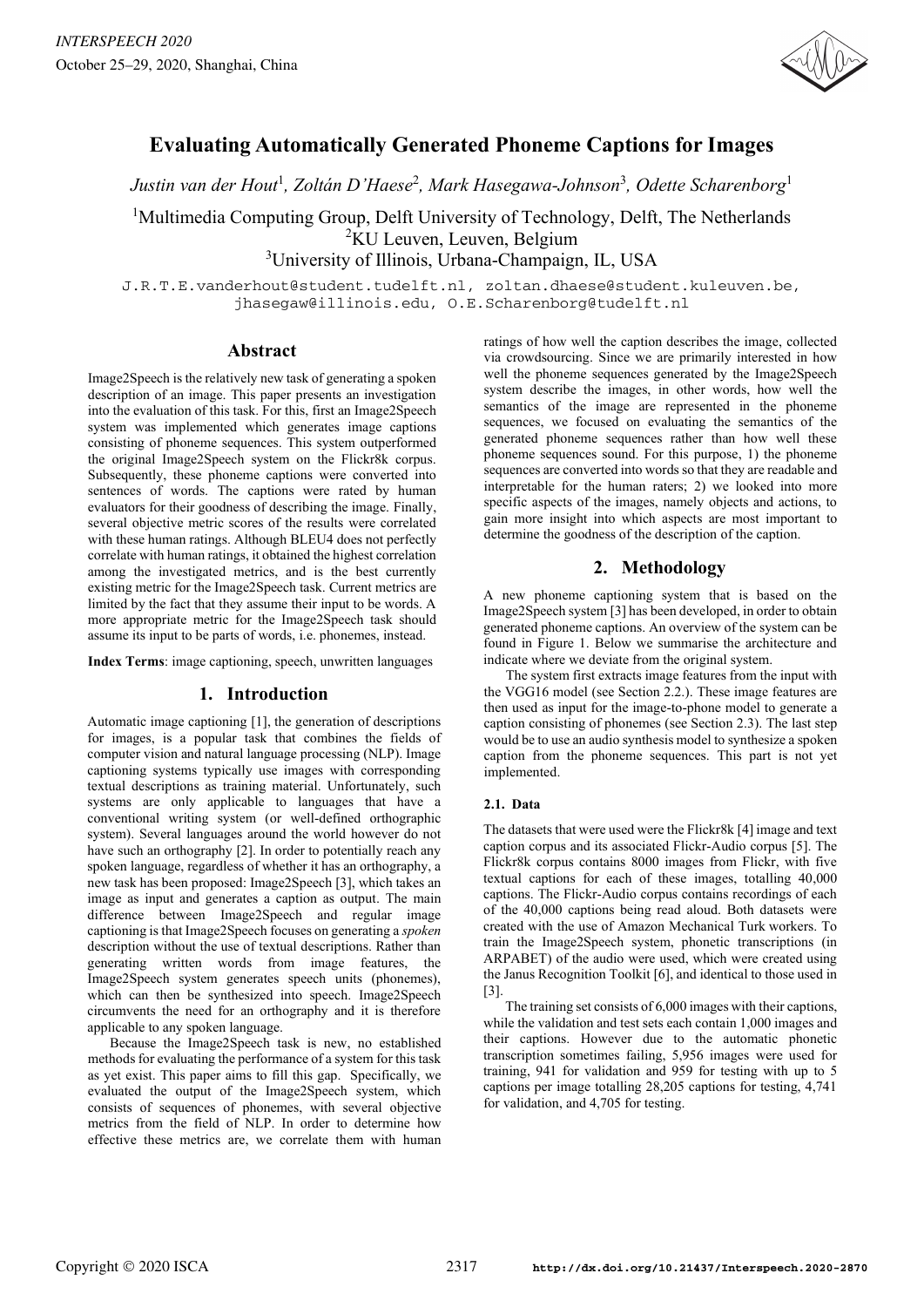# Evaluating Automatically Generated Phoneme Captions for Images

*Justin van der Hout*[1]*, Zoltán D'Haese*[2]*, Mark Hasegawa-Johnson*[3]*, Odette Scharenborg*[1]

[1]Multimedia Computing Group, Delft University of Technology, Delft, The Netherlands
[2]KU Leuven, Leuven, Belgium
[3]University of Illinois, Urbana-Champaign, IL, USA

J.R.T.E.vanderhout@student.tudelft.nl, zoltan.dhaese@student.kuleuven.be, jhasegaw@illinois.edu, O.E.Scharenborg@tudelft.nl

## Abstract

Image2Speech is the relatively new task of generating a spoken description of an image. This paper presents an investigation into the evaluation of this task. For this, first an Image2Speech system was implemented which generates image captions consisting of phoneme sequences. This system outperformed the original Image2Speech system on the Flickr8k corpus. Subsequently, these phoneme captions were converted into sentences of words. The captions were rated by human evaluators for their goodness of describing the image. Finally, several objective metric scores of the results were correlated with these human ratings. Although BLEU4 does not perfectly correlate with human ratings, it obtained the highest correlation among the investigated metrics, and is the best currently existing metric for the Image2Speech task. Current metrics are limited by the fact that they assume their input to be words. A more appropriate metric for the Image2Speech task should assume its input to be parts of words, i.e. phonemes, instead.

**Index Terms**: image captioning, speech, unwritten languages

## 1. Introduction

Automatic image captioning [1], the generation of descriptions for images, is a popular task that combines the fields of computer vision and natural language processing (NLP). Image captioning systems typically use images with corresponding textual descriptions as training material. Unfortunately, such systems are only applicable to languages that have a conventional writing system (or well-defined orthographic system). Several languages around the world however do not have such an orthography [2]. In order to potentially reach any spoken language, regardless of whether it has an orthography, a new task has been proposed: Image2Speech [3], which takes an image as input and generates a caption as output. The main difference between Image2Speech and regular image captioning is that Image2Speech focuses on generating a *spoken* description without the use of textual descriptions. Rather than generating written words from image features, the Image2Speech system generates speech units (phonemes), which can then be synthesized into speech. Image2Speech circumvents the need for an orthography and it is therefore applicable to any spoken language.

Because the Image2Speech task is new, no established methods for evaluating the performance of a system for this task as yet exist. This paper aims to fill this gap. Specifically, we evaluated the output of the Image2Speech system, which consists of sequences of phonemes, with several objective metrics from the field of NLP. In order to determine how effective these metrics are, we correlate them with human ratings of how well the caption describes the image, collected via crowdsourcing. Since we are primarily interested in how well the phoneme sequences generated by the Image2Speech system describe the images, in other words, how well the semantics of the image are represented in the phoneme sequences, we focused on evaluating the semantics of the generated phoneme sequences rather than how well these phoneme sequences sound. For this purpose, 1) the phoneme sequences are converted into words so that they are readable and interpretable for the human raters; 2) we looked into more specific aspects of the images, namely objects and actions, to gain more insight into which aspects are most important to determine the goodness of the description of the caption.

## 2. Methodology

A new phoneme captioning system that is based on the Image2Speech system [3] has been developed, in order to obtain generated phoneme captions. An overview of the system can be found in Figure 1. Below we summarise the architecture and indicate where we deviate from the original system.

The system first extracts image features from the input with the VGG16 model (see Section 2.2.). These image features are then used as input for the image-to-phone model to generate a caption consisting of phonemes (see Section 2.3). The last step would be to use an audio synthesis model to synthesize a spoken caption from the phoneme sequences. This part is not yet implemented.

### 2.1. Data

The datasets that were used were the Flickr8k [4] image and text caption corpus and its associated Flickr-Audio corpus [5]. The Flickr8k corpus contains 8000 images from Flickr, with five textual captions for each of these images, totalling 40,000 captions. The Flickr-Audio corpus contains recordings of each of the 40,000 captions being read aloud. Both datasets were created with the use of Amazon Mechanical Turk workers. To train the Image2Speech system, phonetic transcriptions (in ARPABET) of the audio were used, which were created using the Janus Recognition Toolkit [6], and identical to those used in [3].

The training set consists of 6,000 images with their captions, while the validation and test sets each contain 1,000 images and their captions. However due to the automatic phonetic transcription sometimes failing, 5,956 images were used for training, 941 for validation and 959 for testing with up to 5 captions per image totalling 28,205 captions for testing, 4,741 for validation, and 4,705 for testing.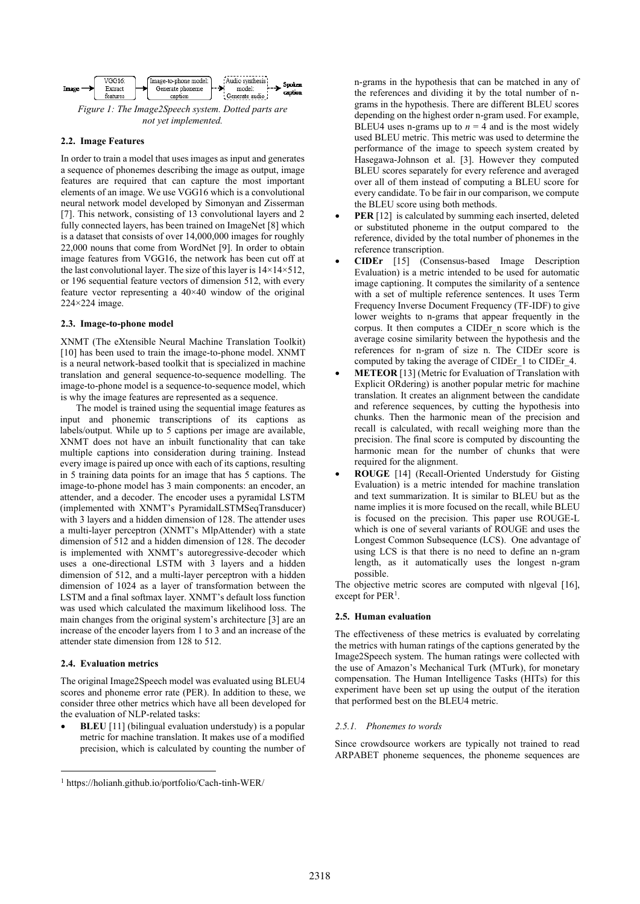Image → VGG16: Extract features → Image-to-phone model: Generate phoneme caption → Audio synthesis model: Generate audio → Spoken caption

*Figure 1: The Image2Speech system. Dotted parts are not yet implemented.*

### 2.2. Image Features

In order to train a model that uses images as input and generates a sequence of phonemes describing the image as output, image features are required that can capture the most important elements of an image. We use VGG16 which is a convolutional neural network model developed by Simonyan and Zisserman [7]. This network, consisting of 13 convolutional layers and 2 fully connected layers, has been trained on ImageNet [8] which is a dataset that consists of over 14,000,000 images for roughly 22,000 nouns that come from WordNet [9]. In order to obtain image features from VGG16, the network has been cut off at the last convolutional layer. The size of this layer is 14×14×512, or 196 sequential feature vectors of dimension 512, with every feature vector representing a 40×40 window of the original 224×224 image.

### 2.3. Image-to-phone model

XNMT (The eXtensible Neural Machine Translation Toolkit) [10] has been used to train the image-to-phone model. XNMT is a neural network-based toolkit that is specialized in machine translation and general sequence-to-sequence modelling. The image-to-phone model is a sequence-to-sequence model, which is why the image features are represented as a sequence.

The model is trained using the sequential image features as input and phonemic transcriptions of its captions as labels/output. While up to 5 captions per image are available, XNMT does not have an inbuilt functionality that can take multiple captions into consideration during training. Instead every image is paired up once with each of its captions, resulting in 5 training data points for an image that has 5 captions. The image-to-phone model has 3 main components: an encoder, an attender, and a decoder. The encoder uses a pyramidal LSTM (implemented with XNMT's PyramidalLSTMSeqTransducer) with 3 layers and a hidden dimension of 128. The attender uses a multi-layer perceptron (XNMT's MlpAttender) with a state dimension of 512 and a hidden dimension of 128. The decoder is implemented with XNMT's autoregressive-decoder which uses a one-directional LSTM with 3 layers and a hidden dimension of 512, and a multi-layer perceptron with a hidden dimension of 1024 as a layer of transformation between the LSTM and a final softmax layer. XNMT's default loss function was used which calculated the maximum likelihood loss. The main changes from the original system's architecture [3] are an increase of the encoder layers from 1 to 3 and an increase of the attender state dimension from 128 to 512.

### 2.4. Evaluation metrics

The original Image2Speech model was evaluated using BLEU4 scores and phoneme error rate (PER). In addition to these, we consider three other metrics which have all been developed for the evaluation of NLP-related tasks:

- **BLEU** [11] (bilingual evaluation understudy) is a popular metric for machine translation. It makes use of a modified precision, which is calculated by counting the number of n-grams in the hypothesis that can be matched in any of the references and dividing it by the total number of n-grams in the hypothesis. There are different BLEU scores depending on the highest order n-gram used. For example, BLEU4 uses n-grams up to $n = 4$ and is the most widely used BLEU metric. This metric was used to determine the performance of the image to speech system created by Hasegawa-Johnson et al. [3]. However they computed BLEU scores separately for every reference and averaged over all of them instead of computing a BLEU score for every candidate. To be fair in our comparison, we compute the BLEU score using both methods.
- **PER** [12] is calculated by summing each inserted, deleted or substituted phoneme in the output compared to the reference, divided by the total number of phonemes in the reference transcription.
- **CIDEr** [15] (Consensus-based Image Description Evaluation) is a metric intended to be used for automatic image captioning. It computes the similarity of a sentence with a set of multiple reference sentences. It uses Term Frequency Inverse Document Frequency (TF-IDF) to give lower weights to n-grams that appear frequently in the corpus. It then computes a CIDEr_n score which is the average cosine similarity between the hypothesis and the references for n-gram of size n. The CIDEr score is computed by taking the average of CIDEr_1 to CIDEr_4.
- **METEOR** [13] (Metric for Evaluation of Translation with Explicit ORdering) is another popular metric for machine translation. It creates an alignment between the candidate and reference sequences, by cutting the hypothesis into chunks. Then the harmonic mean of the precision and recall is calculated, with recall weighing more than the precision. The final score is computed by discounting the harmonic mean for the number of chunks that were required for the alignment.
- **ROUGE** [14] (Recall-Oriented Understudy for Gisting Evaluation) is a metric intended for machine translation and text summarization. It is similar to BLEU but as the name implies it is more focused on the recall, while BLEU is focused on the precision. This paper use ROUGE-L which is one of several variants of ROUGE and uses the Longest Common Subsequence (LCS). One advantage of using LCS is that there is no need to define an n-gram length, as it automatically uses the longest n-gram possible.

The objective metric scores are computed with nlgeval [16], except for PER[1].

### 2.5. Human evaluation

The effectiveness of these metrics is evaluated by correlating the metrics with human ratings of the captions generated by the Image2Speech system. The human ratings were collected with the use of Amazon's Mechanical Turk (MTurk), for monetary compensation. The Human Intelligence Tasks (HITs) for this experiment have been set up using the output of the iteration that performed best on the BLEU4 metric.

#### *2.5.1. Phonemes to words*

Since crowdsource workers are typically not trained to read ARPABET phoneme sequences, the phoneme sequences are

[1] https://holianh.github.io/portfolio/Cach-tinh-WER/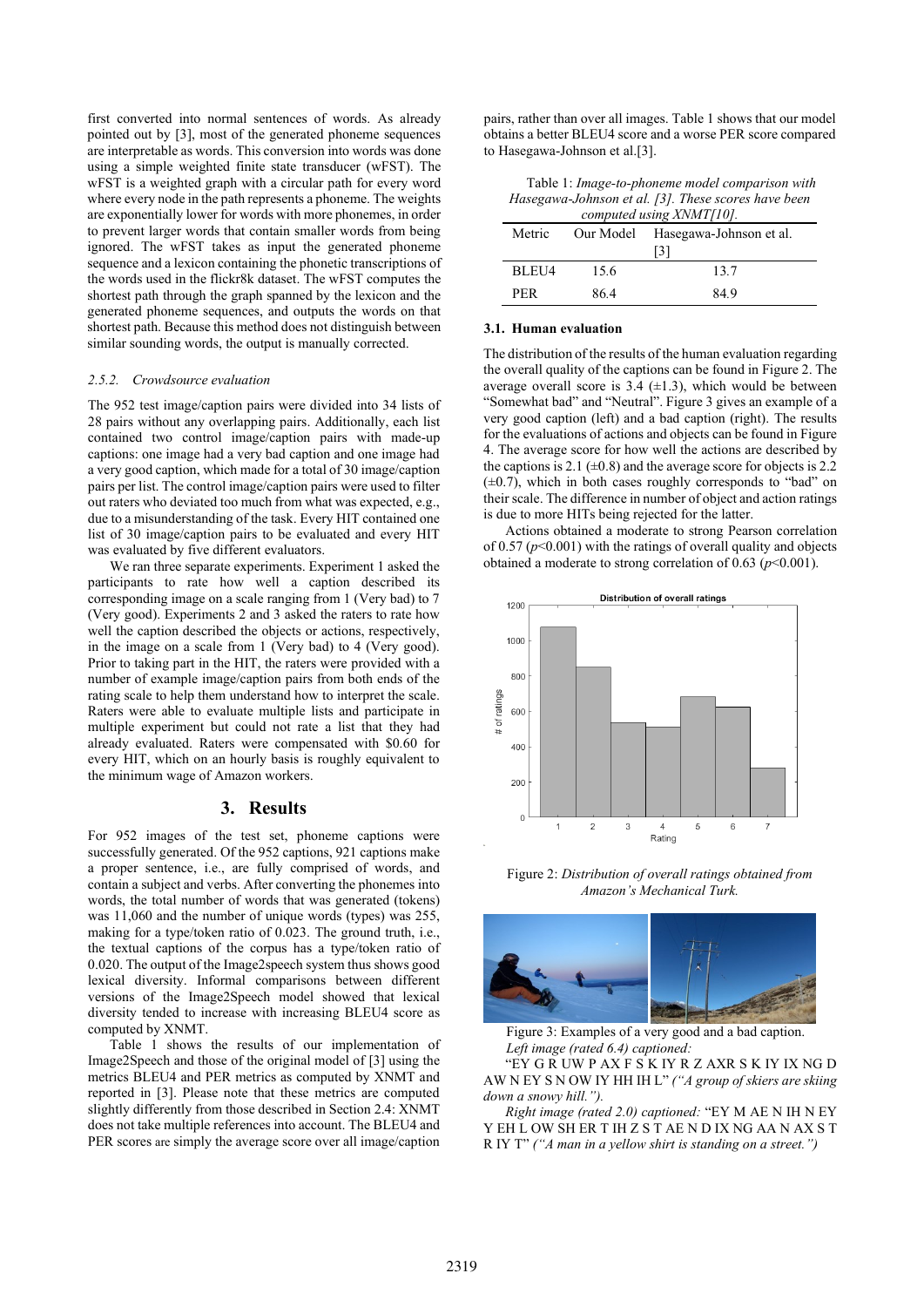first converted into normal sentences of words. As already pointed out by [3], most of the generated phoneme sequences are interpretable as words. This conversion into words was done using a simple weighted finite state transducer (wFST). The wFST is a weighted graph with a circular path for every word where every node in the path represents a phoneme. The weights are exponentially lower for words with more phonemes, in order to prevent larger words that contain smaller words from being ignored. The wFST takes as input the generated phoneme sequence and a lexicon containing the phonetic transcriptions of the words used in the flickr8k dataset. The wFST computes the shortest path through the graph spanned by the lexicon and the generated phoneme sequences, and outputs the words on that shortest path. Because this method does not distinguish between similar sounding words, the output is manually corrected.

#### 2.5.2. Crowdsource evaluation

The 952 test image/caption pairs were divided into 34 lists of 28 pairs without any overlapping pairs. Additionally, each list contained two control image/caption pairs with made-up captions: one image had a very bad caption and one image had a very good caption, which made for a total of 30 image/caption pairs per list. The control image/caption pairs were used to filter out raters who deviated too much from what was expected, e.g., due to a misunderstanding of the task. Every HIT contained one list of 30 image/caption pairs to be evaluated and every HIT was evaluated by five different evaluators.

We ran three separate experiments. Experiment 1 asked the participants to rate how well a caption described its corresponding image on a scale ranging from 1 (Very bad) to 7 (Very good). Experiments 2 and 3 asked the raters to rate how well the caption described the objects or actions, respectively, in the image on a scale from 1 (Very bad) to 4 (Very good). Prior to taking part in the HIT, the raters were provided with a number of example image/caption pairs from both ends of the rating scale to help them understand how to interpret the scale. Raters were able to evaluate multiple lists and participate in multiple experiment but could not rate a list that they had already evaluated. Raters were compensated with $0.60 for every HIT, which on an hourly basis is roughly equivalent to the minimum wage of Amazon workers.

## 3. Results

For 952 images of the test set, phoneme captions were successfully generated. Of the 952 captions, 921 captions make a proper sentence, i.e., are fully comprised of words, and contain a subject and verbs. After converting the phonemes into words, the total number of words that was generated (tokens) was 11,060 and the number of unique words (types) was 255, making for a type/token ratio of 0.023. The ground truth, i.e., the textual captions of the corpus has a type/token ratio of 0.020. The output of the Image2speech system thus shows good lexical diversity. Informal comparisons between different versions of the Image2Speech model showed that lexical diversity tended to increase with increasing BLEU4 score as computed by XNMT.

Table 1 shows the results of our implementation of Image2Speech and those of the original model of [3] using the metrics BLEU4 and PER metrics as computed by XNMT and reported in [3]. Please note that these metrics are computed slightly differently from those described in Section 2.4: XNMT does not take multiple references into account. The BLEU4 and PER scores are simply the average score over all image/caption pairs, rather than over all images. Table 1 shows that our model obtains a better BLEU4 score and a worse PER score compared to Hasegawa-Johnson et al.[3].

Table 1: *Image-to-phoneme model comparison with Hasegawa-Johnson et al. [3]. These scores have been computed using XNMT[10].*

| Metric | Our Model | Hasegawa-Johnson et al. [3] |
|---|---|---|
| BLEU4 | 15.6 | 13.7 |
| PER | 86.4 | 84.9 |

### 3.1. Human evaluation

The distribution of the results of the human evaluation regarding the overall quality of the captions can be found in Figure 2. The average overall score is 3.4 (±1.3), which would be between "Somewhat bad" and "Neutral". Figure 3 gives an example of a very good caption (left) and a bad caption (right). The results for the evaluations of actions and objects can be found in Figure 4. The average score for how well the actions are described by the captions is 2.1 (±0.8) and the average score for objects is 2.2 (±0.7), which in both cases roughly corresponds to "bad" on their scale. The difference in number of object and action ratings is due to more HITs being rejected for the latter.

Actions obtained a moderate to strong Pearson correlation of 0.57 ($p$<0.001) with the ratings of overall quality and objects obtained a moderate to strong correlation of 0.63 ($p$<0.001).

Figure 2: *Distribution of overall ratings obtained from Amazon's Mechanical Turk.*

Figure 3: Examples of a very good and a bad caption.
*Left image (rated 6.4) captioned:*
"EY G R UW P AX F S K IY R Z AXR S K IY IX NG D AW N EY S N OW IY HH IH L" *("A group of skiers are skiing down a snowy hill.").*
*Right image (rated 2.0) captioned:* "EY M AE N IH N EY Y EH L OW SH ER T IH Z S T AE N D IX NG AA N AX S T R IY T" *("A man in a yellow shirt is standing on a street.")*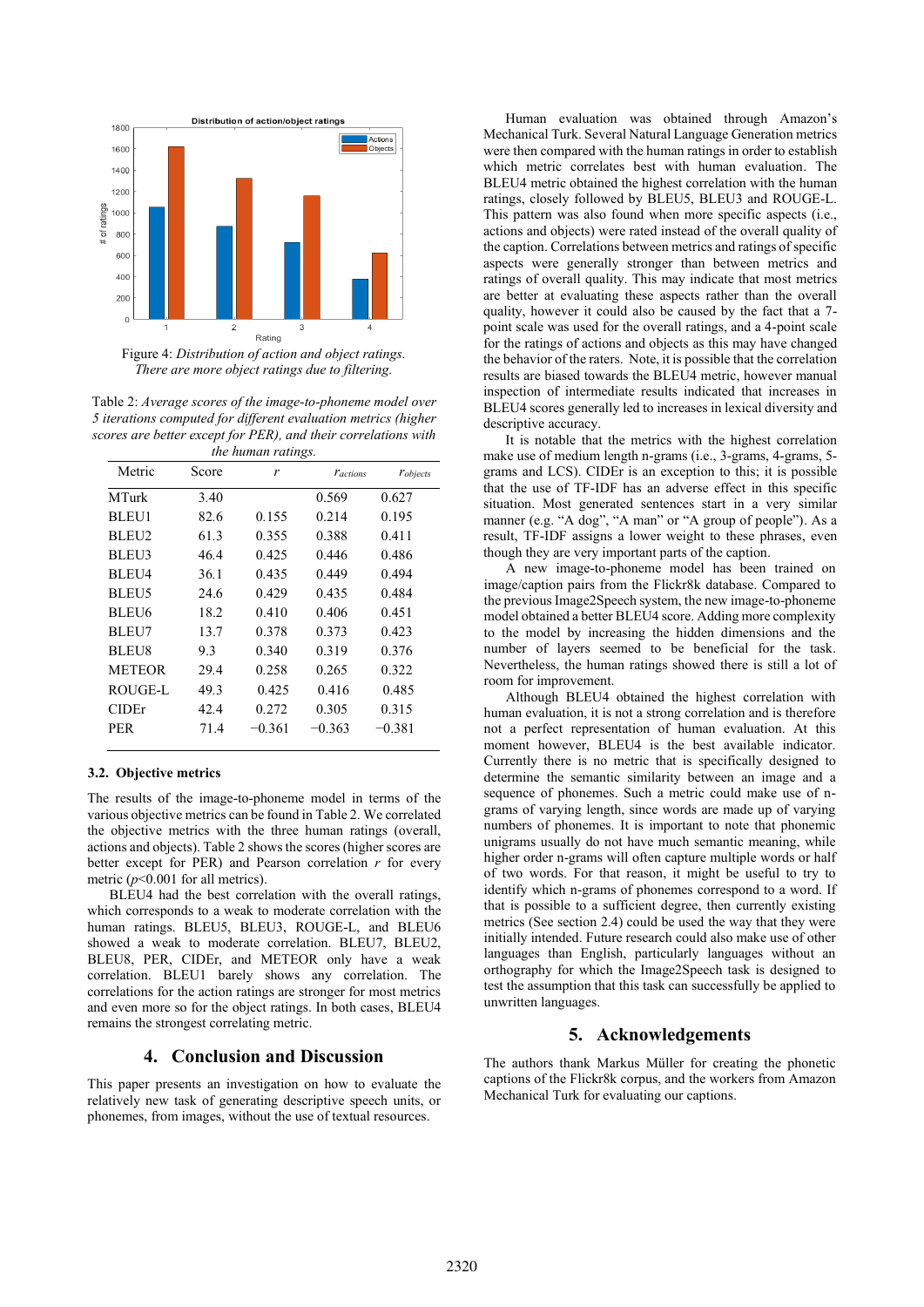Figure 4: *Distribution of action and object ratings. There are more object ratings due to filtering.*

Table 2: *Average scores of the image-to-phoneme model over 5 iterations computed for different evaluation metrics (higher scores are better except for PER), and their correlations with the human ratings.*

| Metric | Score | $r$ | $r_{actions}$ | $r_{objects}$ |
|---|---|---|---|---|
| MTurk | 3.40 | | 0.569 | 0.627 |
| BLEU1 | 82.6 | 0.155 | 0.214 | 0.195 |
| BLEU2 | 61.3 | 0.355 | 0.388 | 0.411 |
| BLEU3 | 46.4 | 0.425 | 0.446 | 0.486 |
| BLEU4 | 36.1 | 0.435 | 0.449 | 0.494 |
| BLEU5 | 24.6 | 0.429 | 0.435 | 0.484 |
| BLEU6 | 18.2 | 0.410 | 0.406 | 0.451 |
| BLEU7 | 13.7 | 0.378 | 0.373 | 0.423 |
| BLEU8 | 9.3 | 0.340 | 0.319 | 0.376 |
| METEOR | 29.4 | 0.258 | 0.265 | 0.322 |
| ROUGE-L | 49.3 | 0.425 | 0.416 | 0.485 |
| CIDEr | 42.4 | 0.272 | 0.305 | 0.315 |
| PER | 71.4 | −0.361 | −0.363 | −0.381 |

### 3.2. Objective metrics

The results of the image-to-phoneme model in terms of the various objective metrics can be found in Table 2. We correlated the objective metrics with the three human ratings (overall, actions and objects). Table 2 shows the scores (higher scores are better except for PER) and Pearson correlation $r$ for every metric ($p$<0.001 for all metrics).

BLEU4 had the best correlation with the overall ratings, which corresponds to a weak to moderate correlation with the human ratings. BLEU5, BLEU3, ROUGE-L, and BLEU6 showed a weak to moderate correlation. BLEU7, BLEU2, BLEU8, PER, CIDEr, and METEOR only have a weak correlation. BLEU1 barely shows any correlation. The correlations for the action ratings are stronger for most metrics and even more so for the object ratings. In both cases, BLEU4 remains the strongest correlating metric.

## 4. Conclusion and Discussion

This paper presents an investigation on how to evaluate the relatively new task of generating descriptive speech units, or phonemes, from images, without the use of textual resources.

Human evaluation was obtained through Amazon's Mechanical Turk. Several Natural Language Generation metrics were then compared with the human ratings in order to establish which metric correlates best with human evaluation. The BLEU4 metric obtained the highest correlation with the human ratings, closely followed by BLEU5, BLEU3 and ROUGE-L. This pattern was also found when more specific aspects (i.e., actions and objects) were rated instead of the overall quality of the caption. Correlations between metrics and ratings of specific aspects were generally stronger than between metrics and ratings of overall quality. This may indicate that most metrics are better at evaluating these aspects rather than the overall quality, however it could also be caused by the fact that a 7-point scale was used for the overall ratings, and a 4-point scale for the ratings of actions and objects as this may have changed the behavior of the raters. Note, it is possible that the correlation results are biased towards the BLEU4 metric, however manual inspection of intermediate results indicated that increases in BLEU4 scores generally led to increases in lexical diversity and descriptive accuracy.

It is notable that the metrics with the highest correlation make use of medium length n-grams (i.e., 3-grams, 4-grams, 5-grams and LCS). CIDEr is an exception to this; it is possible that the use of TF-IDF has an adverse effect in this specific situation. Most generated sentences start in a very similar manner (e.g. "A dog", "A man" or "A group of people"). As a result, TF-IDF assigns a lower weight to these phrases, even though they are very important parts of the caption.

A new image-to-phoneme model has been trained on image/caption pairs from the Flickr8k database. Compared to the previous Image2Speech system, the new image-to-phoneme model obtained a better BLEU4 score. Adding more complexity to the model by increasing the hidden dimensions and the number of layers seemed to be beneficial for the task. Nevertheless, the human ratings showed there is still a lot of room for improvement.

Although BLEU4 obtained the highest correlation with human evaluation, it is not a strong correlation and is therefore not a perfect representation of human evaluation. At this moment however, BLEU4 is the best available indicator. Currently there is no metric that is specifically designed to determine the semantic similarity between an image and a sequence of phonemes. Such a metric could make use of n-grams of varying length, since words are made up of varying numbers of phonemes. It is important to note that phonemic unigrams usually do not have much semantic meaning, while higher order n-grams will often capture multiple words or half of two words. For that reason, it might be useful to try to identify which n-grams of phonemes correspond to a word. If that is possible to a sufficient degree, then currently existing metrics (See section 2.4) could be used the way that they were initially intended. Future research could also make use of other languages than English, particularly languages without an orthography for which the Image2Speech task is designed to test the assumption that this task can successfully be applied to unwritten languages.

## 5. Acknowledgements

The authors thank Markus Müller for creating the phonetic captions of the Flickr8k corpus, and the workers from Amazon Mechanical Turk for evaluating our captions.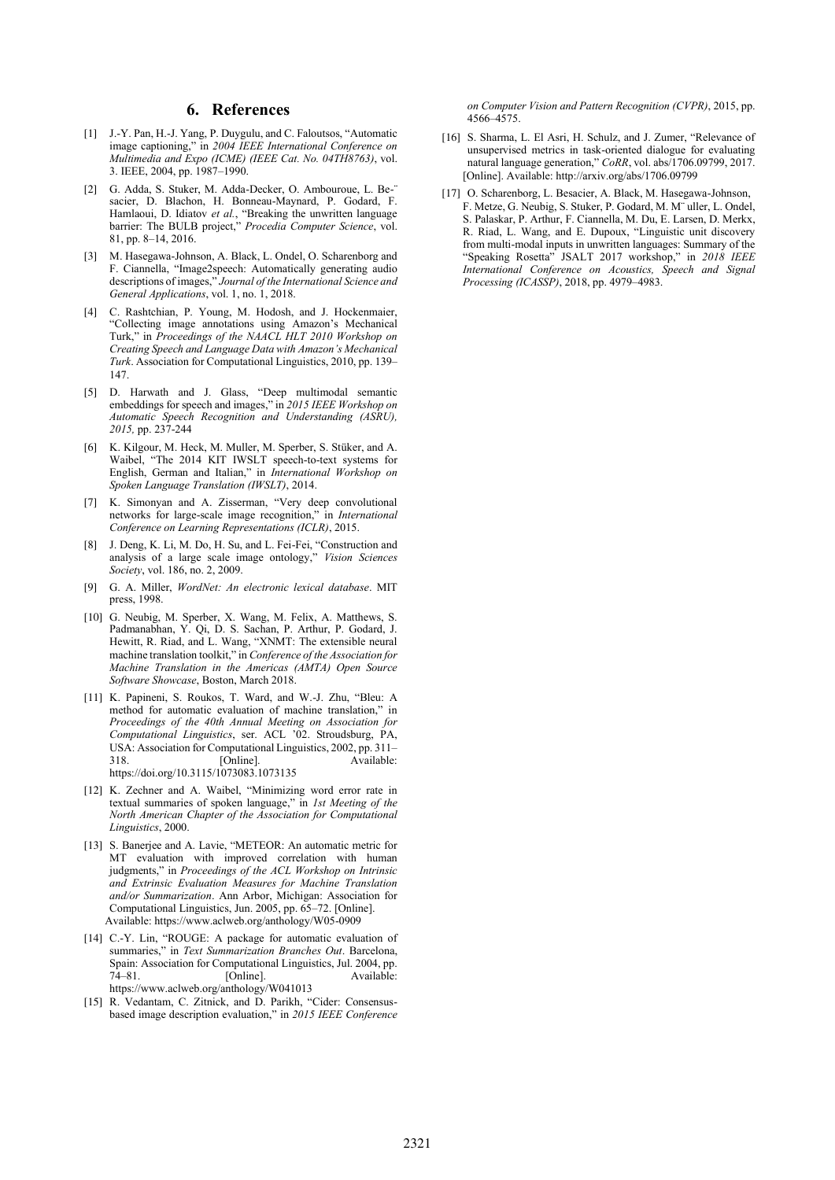## 6. References

[1] J.-Y. Pan, H.-J. Yang, P. Duygulu, and C. Faloutsos, "Automatic image captioning," in *2004 IEEE International Conference on Multimedia and Expo (ICME) (IEEE Cat. No. 04TH8763)*, vol. 3. IEEE, 2004, pp. 1987–1990.

[2] G. Adda, S. Stuker, M. Adda-Decker, O. Ambouroue, L. Be-¨ sacier, D. Blachon, H. Bonneau-Maynard, P. Godard, F. Hamlaoui, D. Idiatov *et al.*, "Breaking the unwritten language barrier: The BULB project," *Procedia Computer Science*, vol. 81, pp. 8–14, 2016.

[3] M. Hasegawa-Johnson, A. Black, L. Ondel, O. Scharenborg and F. Ciannella, "Image2speech: Automatically generating audio descriptions of images," *Journal of the International Science and General Applications*, vol. 1, no. 1, 2018.

[4] C. Rashtchian, P. Young, M. Hodosh, and J. Hockenmaier, "Collecting image annotations using Amazon's Mechanical Turk," in *Proceedings of the NAACL HLT 2010 Workshop on Creating Speech and Language Data with Amazon's Mechanical Turk*. Association for Computational Linguistics, 2010, pp. 139–147.

[5] D. Harwath and J. Glass, "Deep multimodal semantic embeddings for speech and images," in *2015 IEEE Workshop on Automatic Speech Recognition and Understanding (ASRU), 2015,* pp. 237-244

[6] K. Kilgour, M. Heck, M. Muller, M. Sperber, S. Stüker, and A. Waibel, "The 2014 KIT IWSLT speech-to-text systems for English, German and Italian," in *International Workshop on Spoken Language Translation (IWSLT)*, 2014.

[7] K. Simonyan and A. Zisserman, "Very deep convolutional networks for large-scale image recognition," in *International Conference on Learning Representations (ICLR)*, 2015.

[8] J. Deng, K. Li, M. Do, H. Su, and L. Fei-Fei, "Construction and analysis of a large scale image ontology," *Vision Sciences Society*, vol. 186, no. 2, 2009.

[9] G. A. Miller, *WordNet: An electronic lexical database*. MIT press, 1998.

[10] G. Neubig, M. Sperber, X. Wang, M. Felix, A. Matthews, S. Padmanabhan, Y. Qi, D. S. Sachan, P. Arthur, P. Godard, J. Hewitt, R. Riad, and L. Wang, "XNMT: The extensible neural machine translation toolkit," in *Conference of the Association for Machine Translation in the Americas (AMTA) Open Source Software Showcase*, Boston, March 2018.

[11] K. Papineni, S. Roukos, T. Ward, and W.-J. Zhu, "Bleu: A method for automatic evaluation of machine translation," in *Proceedings of the 40th Annual Meeting on Association for Computational Linguistics*, ser. ACL '02. Stroudsburg, PA, USA: Association for Computational Linguistics, 2002, pp. 311–318. [Online]. Available: https://doi.org/10.3115/1073083.1073135

[12] K. Zechner and A. Waibel, "Minimizing word error rate in textual summaries of spoken language," in *1st Meeting of the North American Chapter of the Association for Computational Linguistics*, 2000.

[13] S. Banerjee and A. Lavie, "METEOR: An automatic metric for MT evaluation with improved correlation with human judgments," in *Proceedings of the ACL Workshop on Intrinsic and Extrinsic Evaluation Measures for Machine Translation and/or Summarization*. Ann Arbor, Michigan: Association for Computational Linguistics, Jun. 2005, pp. 65–72. [Online]. Available: https://www.aclweb.org/anthology/W05-0909

[14] C.-Y. Lin, "ROUGE: A package for automatic evaluation of summaries," in *Text Summarization Branches Out*. Barcelona, Spain: Association for Computational Linguistics, Jul. 2004, pp. 74–81. [Online]. Available: https://www.aclweb.org/anthology/W041013

[15] R. Vedantam, C. Zitnick, and D. Parikh, "Cider: Consensus-based image description evaluation," in *2015 IEEE Conference on Computer Vision and Pattern Recognition (CVPR)*, 2015, pp. 4566–4575.

[16] S. Sharma, L. El Asri, H. Schulz, and J. Zumer, "Relevance of unsupervised metrics in task-oriented dialogue for evaluating natural language generation," *CoRR*, vol. abs/1706.09799, 2017. [Online]. Available: http://arxiv.org/abs/1706.09799

[17] O. Scharenborg, L. Besacier, A. Black, M. Hasegawa-Johnson, F. Metze, G. Neubig, S. Stuker, P. Godard, M. M¨ uller, L. Ondel, S. Palaskar, P. Arthur, F. Ciannella, M. Du, E. Larsen, D. Merkx, R. Riad, L. Wang, and E. Dupoux, "Linguistic unit discovery from multi-modal inputs in unwritten languages: Summary of the "Speaking Rosetta" JSALT 2017 workshop," in *2018 IEEE International Conference on Acoustics, Speech and Signal Processing (ICASSP)*, 2018, pp. 4979–4983.